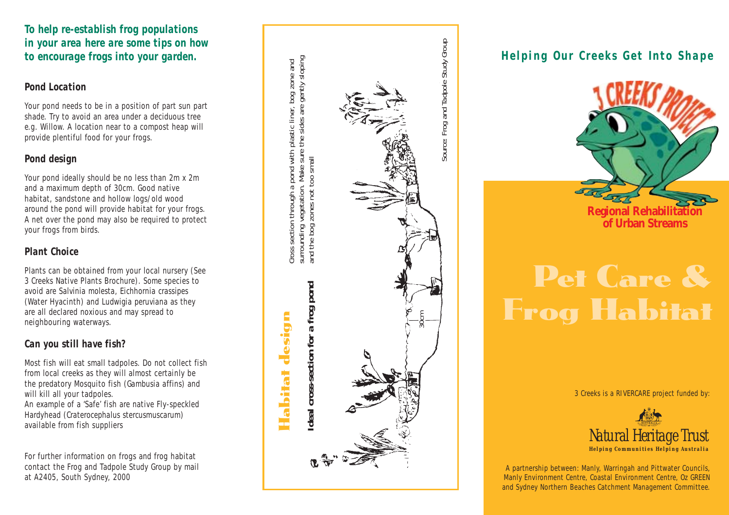**To help re-establish frog populations in your area here are some tips on how to encourage frogs into your garden.**

### Pond Location

Your pond needs to be in a position of part sun part shade. Try to avoid an area under a deciduous tree e.g. Willow. A location near to a compost heap will provide plentiful food for your frogs.

### Pond design

Your pond ideally should be no less than 2m x 2m and a maximum depth of 30cm. Good native habitat, sandstone and hollow logs/old wood around the pond will provide habitat for your frogs. A net over the pond may also be required to protect your frogs from birds.

### Plant Choice

Plants can be obtained from your local nursery (See 3 Creeks Native Plants Brochure). Some species to avoid are *Salvinia molesta*, *Eichhornia crassipes* (Water Hyacinth) and *Ludwigia peruviana* as they are all declared noxious and may spread to neighbouring waterways.

### Can you still have fish?

Most fish will eat small tadpoles. Do not collect fish from local creeks as they will almost certainly be the predatory Mosquito fish (*Gambusia affins*) and will kill all your tadpoles.
An example of a 'Safe' fish are native Fly-speckled Hardyhead (*Craterocephalus stercusmuscarum*) available from fish suppliers

For further information on frogs and frog habitat contact the Frog and Tadpole Study Group by mail at A2405, South Sydney, 2000

## Habitat design

**Ideal cross-section for a frog pond**

Cross section through a pond with plastic liner, bog zone and surrounding vegetation. Make sure the sides are gently sloping and the bog zones not too small

30cm

Source: Frog and Tadpole Study Group

## Helping Our Creeks Get Into Shape

3 CREEKS PROJECT

Regional Rehabilitation of Urban Streams

# Pet Care & Frog Habitat

3 Creeks is a RIVERCARE project funded by:

Natural Heritage Trust
Helping Communities Helping Australia

A partnership between: Manly, Warringah and Pittwater Councils, Manly Environment Centre, Coastal Environment Centre, Oz GREEN and Sydney Northern Beaches Catchment Management Committee.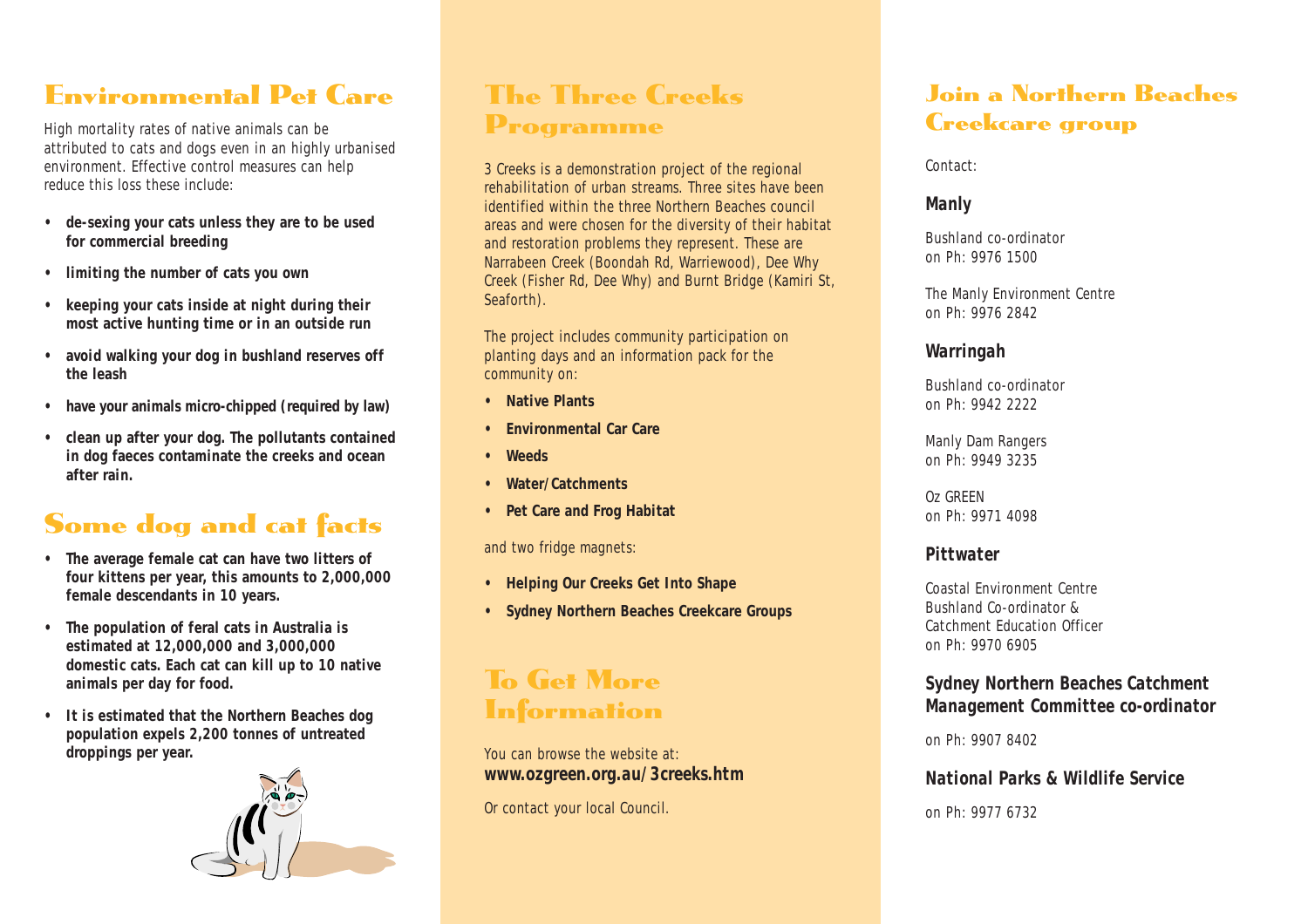## Environmental Pet Care

High mortality rates of native animals can be attributed to cats and dogs even in an highly urbanised environment. Effective control measures can help reduce this loss these include:

- **de-sexing your cats unless they are to be used for commercial breeding**
- **limiting the number of cats you own**
- **keeping your cats inside at night during their most active hunting time or in an outside run**
- **avoid walking your dog in bushland reserves off the leash**
- **have your animals micro-chipped (required by law)**
- **clean up after your dog. The pollutants contained in dog faeces contaminate the creeks and ocean after rain.**

## Some dog and cat facts

- **The average female cat can have two litters of four kittens per year, this amounts to 2,000,000 female descendants in 10 years.**
- **The population of feral cats in Australia is estimated at 12,000,000 and 3,000,000 domestic cats. Each cat can kill up to 10 native animals per day for food.**
- **It is estimated that the Northern Beaches dog population expels 2,200 tonnes of untreated droppings per year.**

## The Three Creeks Programme

3 Creeks is a demonstration project of the regional rehabilitation of urban streams. Three sites have been identified within the three Northern Beaches council areas and were chosen for the diversity of their habitat and restoration problems they represent. These are Narrabeen Creek (Boondah Rd, Warriewood), Dee Why Creek (Fisher Rd, Dee Why) and Burnt Bridge (Kamiri St, Seaforth).

The project includes community participation on planting days and an information pack for the community on:

- **Native Plants**
- **Environmental Car Care**
- **Weeds**
- **Water/Catchments**
- **Pet Care and Frog Habitat**

and two fridge magnets:

- **Helping Our Creeks Get Into Shape**
- **Sydney Northern Beaches Creekcare Groups**

## To Get More Information

You can browse the website at:
**www.ozgreen.org.au/3creeks.htm**

Or contact your local Council.

## Join a Northern Beaches Creekcare group

Contact:

### Manly

Bushland co-ordinator
on Ph: 9976 1500

The Manly Environment Centre
on Ph: 9976 2842

### Warringah

Bushland co-ordinator
on Ph: 9942 2222

Manly Dam Rangers
on Ph: 9949 3235

Oz GREEN
on Ph: 9971 4098

### Pittwater

Coastal Environment Centre
Bushland Co-ordinator &
Catchment Education Officer
on Ph: 9970 6905

### Sydney Northern Beaches Catchment Management Committee co-ordinator

on Ph: 9907 8402

### National Parks & Wildlife Service

on Ph: 9977 6732